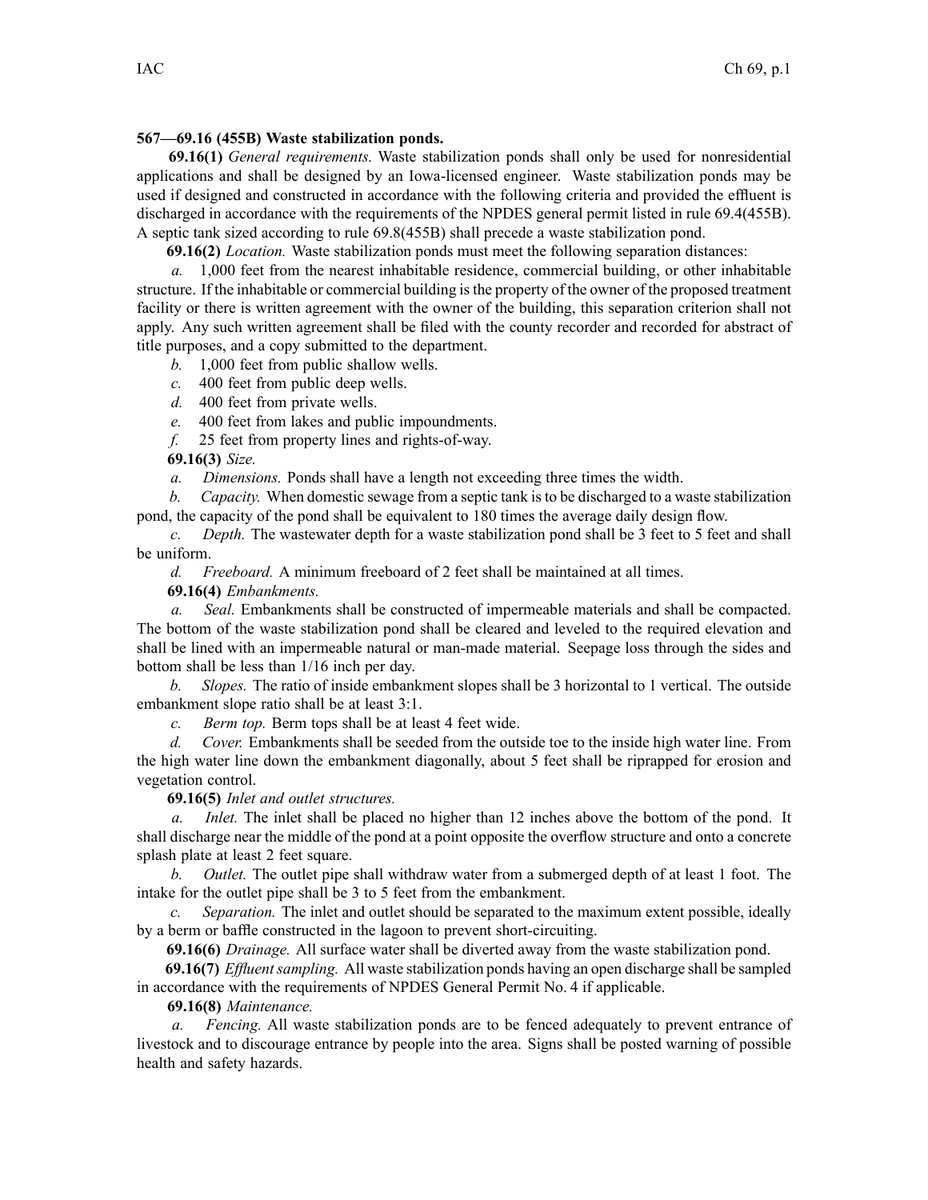**567—69.16 (455B) Waste stabilization ponds.**

**69.16(1)** *General requirements.* Waste stabilization ponds shall only be used for nonresidential applications and shall be designed by an Iowa-licensed engineer. Waste stabilization ponds may be used if designed and constructed in accordance with the following criteria and provided the effluent is discharged in accordance with the requirements of the NPDES general permit listed in rule 69.4(455B). A septic tank sized according to rule 69.8(455B) shall precede a waste stabilization pond.

**69.16(2)** *Location.* Waste stabilization ponds must meet the following separation distances:

*a.* 1,000 feet from the nearest inhabitable residence, commercial building, or other inhabitable structure. If the inhabitable or commercial building is the property of the owner of the proposed treatment facility or there is written agreement with the owner of the building, this separation criterion shall not apply. Any such written agreement shall be filed with the county recorder and recorded for abstract of title purposes, and a copy submitted to the department.

*b.* 1,000 feet from public shallow wells.

*c.* 400 feet from public deep wells.

*d.* 400 feet from private wells.

*e.* 400 feet from lakes and public impoundments.

*f.* 25 feet from property lines and rights-of-way.

**69.16(3)** *Size.*

*a.* *Dimensions.* Ponds shall have a length not exceeding three times the width.

*b.* *Capacity.* When domestic sewage from a septic tank is to be discharged to a waste stabilization pond, the capacity of the pond shall be equivalent to 180 times the average daily design flow.

*c.* *Depth.* The wastewater depth for a waste stabilization pond shall be 3 feet to 5 feet and shall be uniform.

*d.* *Freeboard.* A minimum freeboard of 2 feet shall be maintained at all times.

**69.16(4)** *Embankments.*

*a.* *Seal.* Embankments shall be constructed of impermeable materials and shall be compacted. The bottom of the waste stabilization pond shall be cleared and leveled to the required elevation and shall be lined with an impermeable natural or man-made material. Seepage loss through the sides and bottom shall be less than 1/16 inch per day.

*b.* *Slopes.* The ratio of inside embankment slopes shall be 3 horizontal to 1 vertical. The outside embankment slope ratio shall be at least 3:1.

*c.* *Berm top.* Berm tops shall be at least 4 feet wide.

*d.* *Cover.* Embankments shall be seeded from the outside toe to the inside high water line. From the high water line down the embankment diagonally, about 5 feet shall be riprapped for erosion and vegetation control.

**69.16(5)** *Inlet and outlet structures.*

*a.* *Inlet.* The inlet shall be placed no higher than 12 inches above the bottom of the pond. It shall discharge near the middle of the pond at a point opposite the overflow structure and onto a concrete splash plate at least 2 feet square.

*b.* *Outlet.* The outlet pipe shall withdraw water from a submerged depth of at least 1 foot. The intake for the outlet pipe shall be 3 to 5 feet from the embankment.

*c.* *Separation.* The inlet and outlet should be separated to the maximum extent possible, ideally by a berm or baffle constructed in the lagoon to prevent short-circuiting.

**69.16(6)** *Drainage.* All surface water shall be diverted away from the waste stabilization pond.

**69.16(7)** *Effluent sampling.* All waste stabilization ponds having an open discharge shall be sampled in accordance with the requirements of NPDES General Permit No. 4 if applicable.

**69.16(8)** *Maintenance.*

*a.* *Fencing.* All waste stabilization ponds are to be fenced adequately to prevent entrance of livestock and to discourage entrance by people into the area. Signs shall be posted warning of possible health and safety hazards.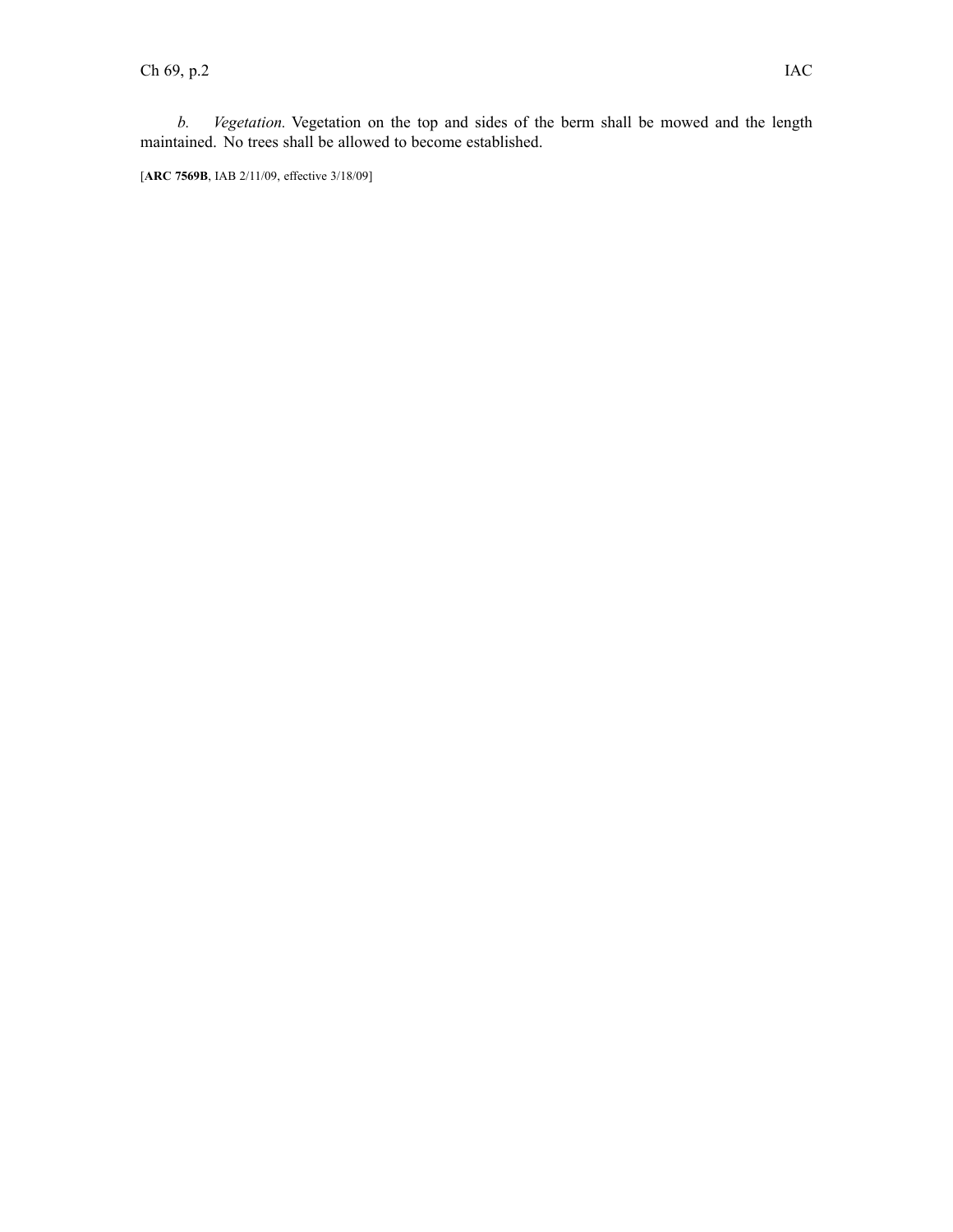*b. Vegetation.* Vegetation on the top and sides of the berm shall be mowed and the length maintained. No trees shall be allowed to become established.

[**ARC 7569B**, IAB 2/11/09, effective 3/18/09]